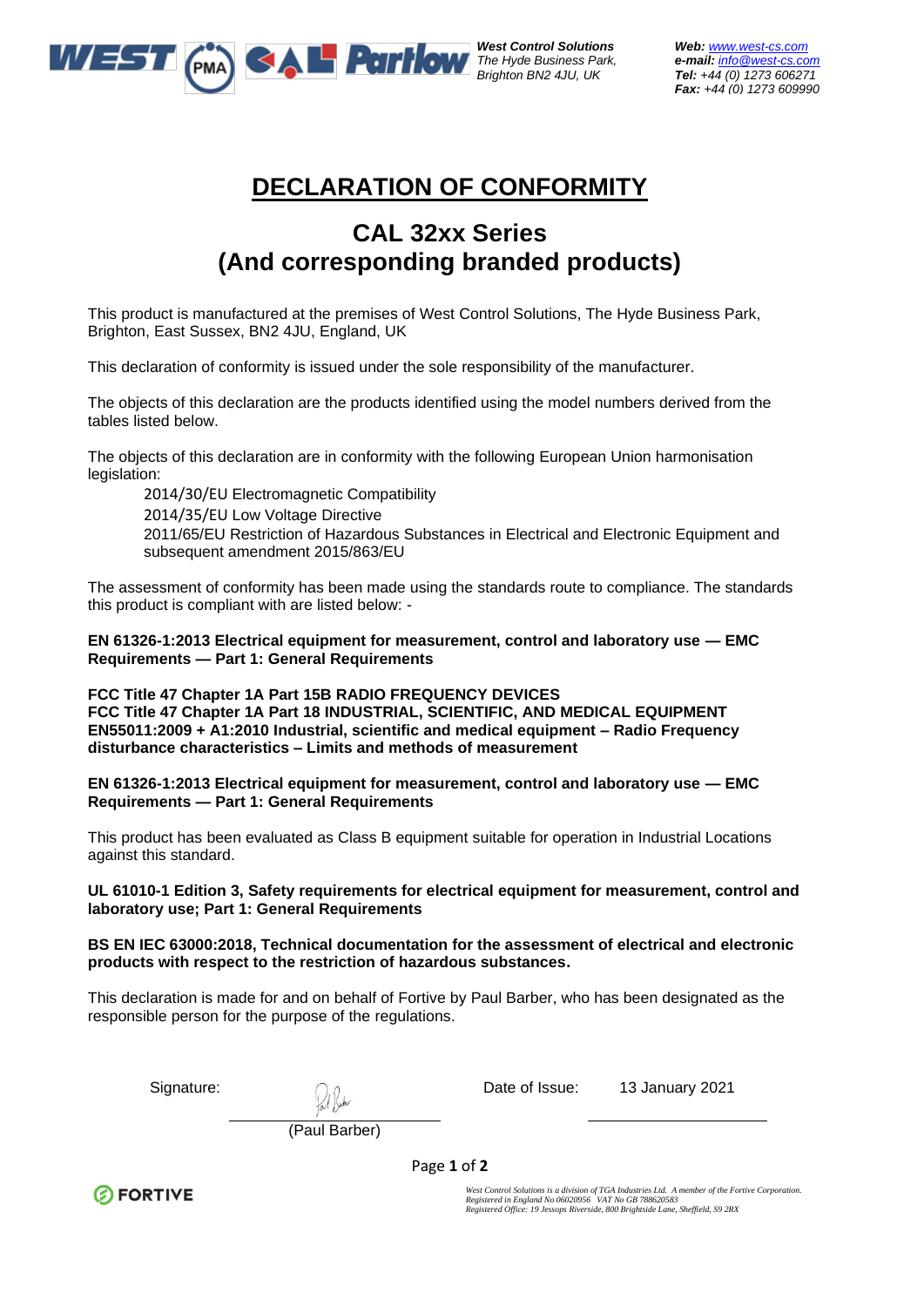**West Control Solutions**
*The Hyde Business Park,*
*Brighton BN2 4JU, UK*

***Web:*** *www.west-cs.com*
***e-mail:*** *info@west-cs.com*
***Tel:*** *+44 (0) 1273 606271*
***Fax:*** *+44 (0) 1273 609990*

# DECLARATION OF CONFORMITY

## CAL 32xx Series
## (And corresponding branded products)

This product is manufactured at the premises of West Control Solutions, The Hyde Business Park, Brighton, East Sussex, BN2 4JU, England, UK

This declaration of conformity is issued under the sole responsibility of the manufacturer.

The objects of this declaration are the products identified using the model numbers derived from the tables listed below.

The objects of this declaration are in conformity with the following European Union harmonisation legislation:

2014/30/EU Electromagnetic Compatibility
2014/35/EU Low Voltage Directive
2011/65/EU Restriction of Hazardous Substances in Electrical and Electronic Equipment and subsequent amendment 2015/863/EU

The assessment of conformity has been made using the standards route to compliance. The standards this product is compliant with are listed below: -

**EN 61326-1:2013 Electrical equipment for measurement, control and laboratory use — EMC Requirements — Part 1: General Requirements**

**FCC Title 47 Chapter 1A Part 15B RADIO FREQUENCY DEVICES**
**FCC Title 47 Chapter 1A Part 18 INDUSTRIAL, SCIENTIFIC, AND MEDICAL EQUIPMENT**
**EN55011:2009 + A1:2010 Industrial, scientific and medical equipment – Radio Frequency disturbance characteristics – Limits and methods of measurement**

**EN 61326-1:2013 Electrical equipment for measurement, control and laboratory use — EMC Requirements — Part 1: General Requirements**

This product has been evaluated as Class B equipment suitable for operation in Industrial Locations against this standard.

**UL 61010-1 Edition 3, Safety requirements for electrical equipment for measurement, control and laboratory use; Part 1: General Requirements**

**BS EN IEC 63000:2018, Technical documentation for the assessment of electrical and electronic products with respect to the restriction of hazardous substances.**

This declaration is made for and on behalf of Fortive by Paul Barber, who has been designated as the responsible person for the purpose of the regulations.

Signature: (Paul Barber)

Date of Issue: 13 January 2021

*West Control Solutions is a division of TGA Industries Ltd. A member of the Fortive Corporation.*
*Registered in England No 06020956 VAT No GB 788620583*
*Registered Office: 19 Jessops Riverside, 800 Brightside Lane, Sheffield, S9 2RX*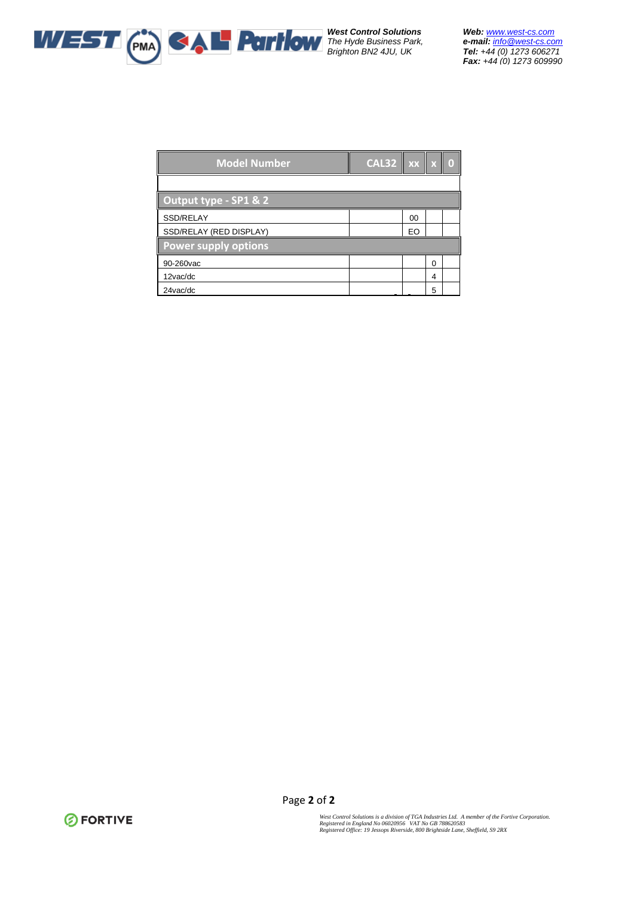| Model Number | CAL32 | xx | x | 0 |
|---|---|---|---|---|
| | | | | |
| **Output type - SP1 & 2** | | | | |
| SSD/RELAY | | 00 | | |
| SSD/RELAY (RED DISPLAY) | | EO | | |
| **Power supply options** | | | | |
| 90-260vac | | | 0 | |
| 12vac/dc | | | 4 | |
| 24vac/dc | | | 5 | |